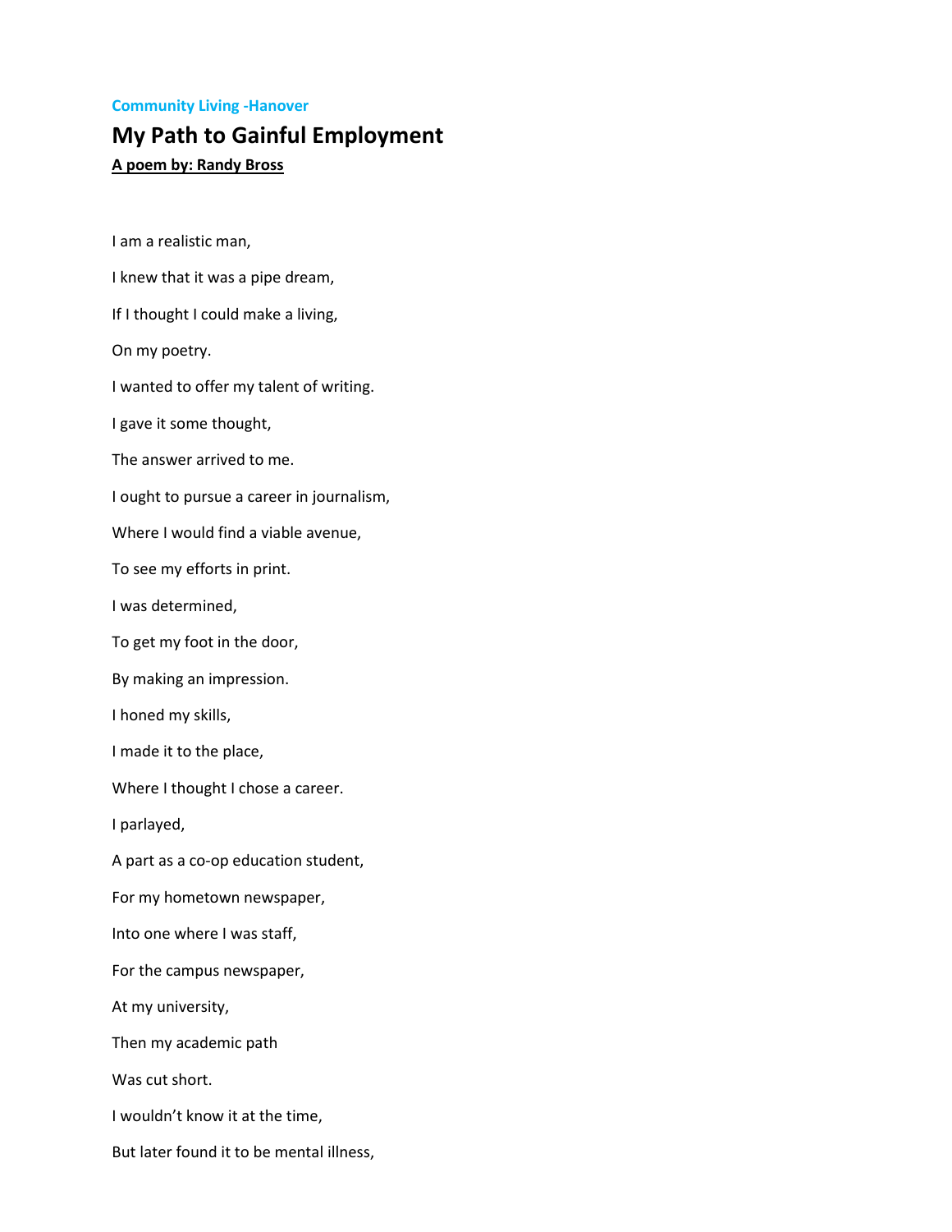Community Living -Hanover

# My Path to Gainful Employment

**A poem by: Randy Bross**

I am a realistic man,

I knew that it was a pipe dream,

If I thought I could make a living,

On my poetry.

I wanted to offer my talent of writing.

I gave it some thought,

The answer arrived to me.

I ought to pursue a career in journalism,

Where I would find a viable avenue,

To see my efforts in print.

I was determined,

To get my foot in the door,

By making an impression.

I honed my skills,

I made it to the place,

Where I thought I chose a career.

I parlayed,

A part as a co-op education student,

For my hometown newspaper,

Into one where I was staff,

For the campus newspaper,

At my university,

Then my academic path

Was cut short.

I wouldn't know it at the time,

But later found it to be mental illness,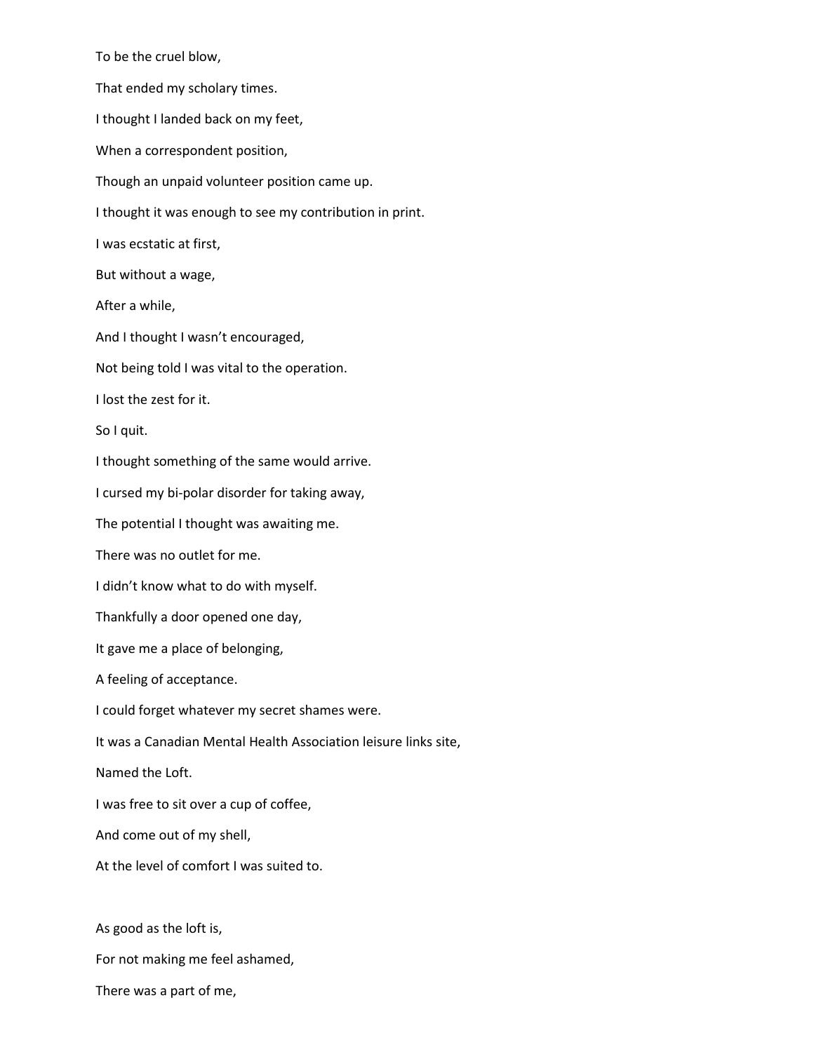To be the cruel blow,

That ended my scholary times.

I thought I landed back on my feet,

When a correspondent position,

Though an unpaid volunteer position came up.

I thought it was enough to see my contribution in print.

I was ecstatic at first,

But without a wage,

After a while,

And I thought I wasn't encouraged,

Not being told I was vital to the operation.

I lost the zest for it.

So I quit.

I thought something of the same would arrive.

I cursed my bi-polar disorder for taking away,

The potential I thought was awaiting me.

There was no outlet for me.

I didn't know what to do with myself.

Thankfully a door opened one day,

It gave me a place of belonging,

A feeling of acceptance.

I could forget whatever my secret shames were.

It was a Canadian Mental Health Association leisure links site,

Named the Loft.

I was free to sit over a cup of coffee,

And come out of my shell,

At the level of comfort I was suited to.

As good as the loft is,

For not making me feel ashamed,

There was a part of me,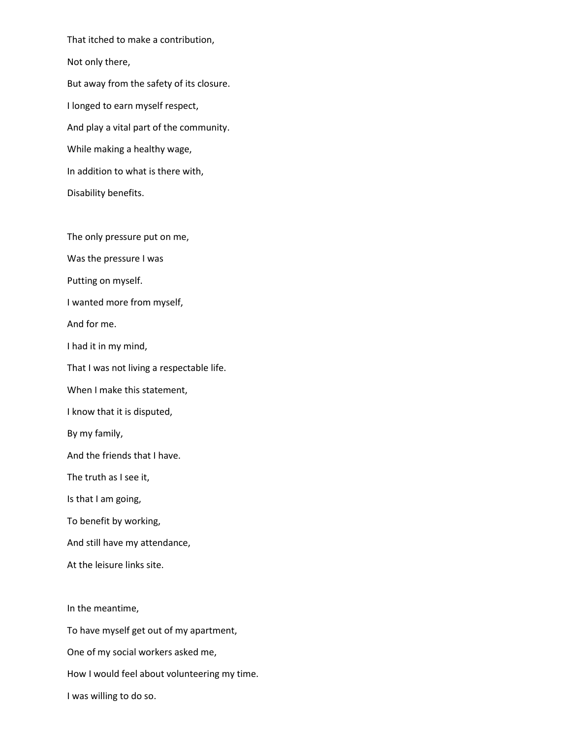That itched to make a contribution,

Not only there,

But away from the safety of its closure.

I longed to earn myself respect,

And play a vital part of the community.

While making a healthy wage,

In addition to what is there with,

Disability benefits.

The only pressure put on me,

Was the pressure I was

Putting on myself.

I wanted more from myself,

And for me.

I had it in my mind,

That I was not living a respectable life.

When I make this statement,

I know that it is disputed,

By my family,

And the friends that I have.

The truth as I see it,

Is that I am going,

To benefit by working,

And still have my attendance,

At the leisure links site.

In the meantime,

To have myself get out of my apartment,

One of my social workers asked me,

How I would feel about volunteering my time.

I was willing to do so.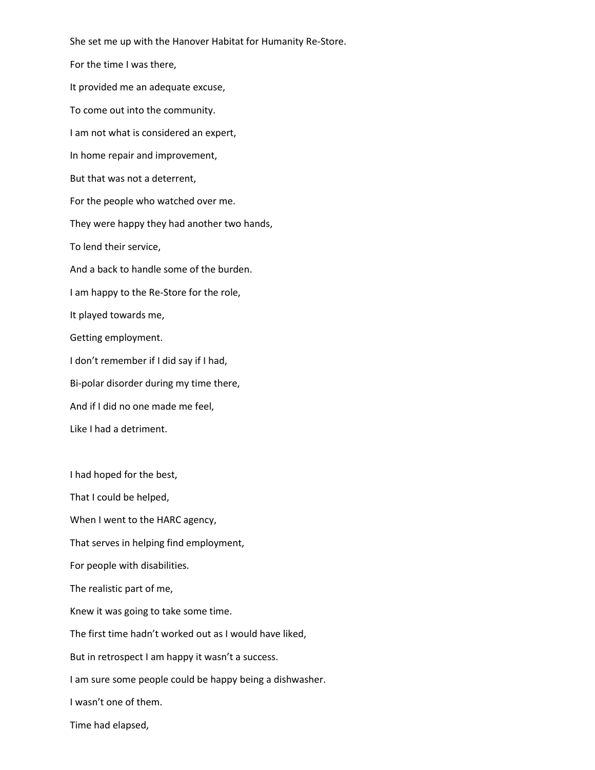She set me up with the Hanover Habitat for Humanity Re-Store.

For the time I was there,

It provided me an adequate excuse,

To come out into the community.

I am not what is considered an expert,

In home repair and improvement,

But that was not a deterrent,

For the people who watched over me.

They were happy they had another two hands,

To lend their service,

And a back to handle some of the burden.

I am happy to the Re-Store for the role,

It played towards me,

Getting employment.

I don't remember if I did say if I had,

Bi-polar disorder during my time there,

And if I did no one made me feel,

Like I had a detriment.

I had hoped for the best,

That I could be helped,

When I went to the HARC agency,

That serves in helping find employment,

For people with disabilities.

The realistic part of me,

Knew it was going to take some time.

The first time hadn't worked out as I would have liked,

But in retrospect I am happy it wasn't a success.

I am sure some people could be happy being a dishwasher.

I wasn't one of them.

Time had elapsed,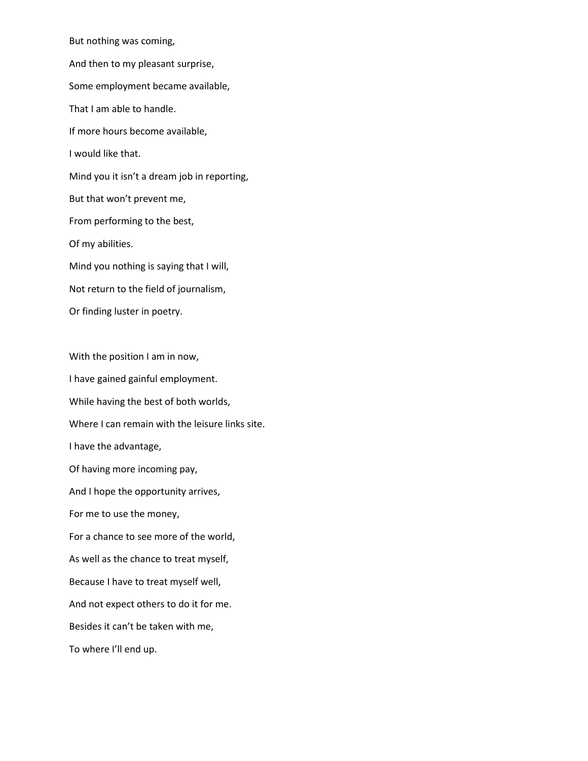But nothing was coming,

And then to my pleasant surprise,

Some employment became available,

That I am able to handle.

If more hours become available,

I would like that.

Mind you it isn't a dream job in reporting,

But that won't prevent me,

From performing to the best,

Of my abilities.

Mind you nothing is saying that I will,

Not return to the field of journalism,

Or finding luster in poetry.

With the position I am in now,

I have gained gainful employment.

While having the best of both worlds,

Where I can remain with the leisure links site.

I have the advantage,

Of having more incoming pay,

And I hope the opportunity arrives,

For me to use the money,

For a chance to see more of the world,

As well as the chance to treat myself,

Because I have to treat myself well,

And not expect others to do it for me.

Besides it can't be taken with me,

To where I'll end up.